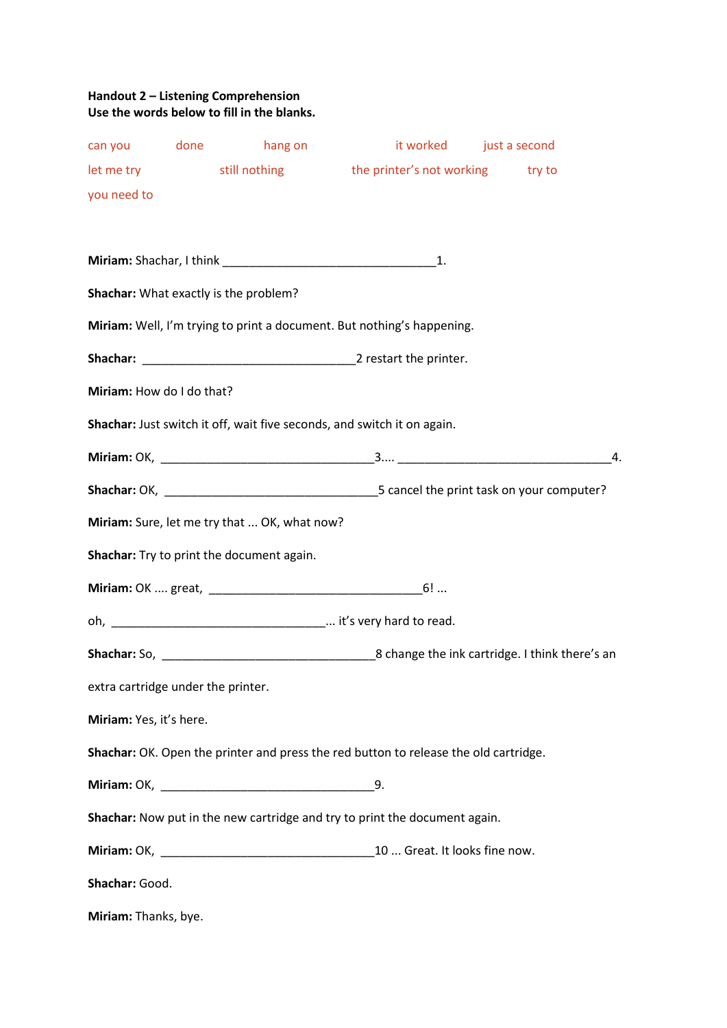**Handout 2 – Listening Comprehension**
**Use the words below to fill in the blanks.**

can you &nbsp;&nbsp;&nbsp; done &nbsp;&nbsp;&nbsp; hang on &nbsp;&nbsp;&nbsp; it worked &nbsp;&nbsp;&nbsp; just a second

let me try &nbsp;&nbsp;&nbsp; still nothing &nbsp;&nbsp;&nbsp; the printer's not working &nbsp;&nbsp;&nbsp; try to

you need to

**Miriam:** Shachar, I think ________________________________1.

**Shachar:** What exactly is the problem?

**Miriam:** Well, I'm trying to print a document. But nothing's happening.

**Shachar:** ________________________________2 restart the printer.

**Miriam:** How do I do that?

**Shachar:** Just switch it off, wait five seconds, and switch it on again.

**Miriam:** OK, ________________________________3.... ________________________________4.

**Shachar:** OK, ________________________________5 cancel the print task on your computer?

**Miriam:** Sure, let me try that ... OK, what now?

**Shachar:** Try to print the document again.

**Miriam:** OK .... great, ________________________________6! ...

oh, ________________________________... it's very hard to read.

**Shachar:** So, ________________________________8 change the ink cartridge. I think there's an extra cartridge under the printer.

**Miriam:** Yes, it's here.

**Shachar:** OK. Open the printer and press the red button to release the old cartridge.

**Miriam:** OK, ________________________________9.

**Shachar:** Now put in the new cartridge and try to print the document again.

**Miriam:** OK, ________________________________10 ... Great. It looks fine now.

**Shachar:** Good.

**Miriam:** Thanks, bye.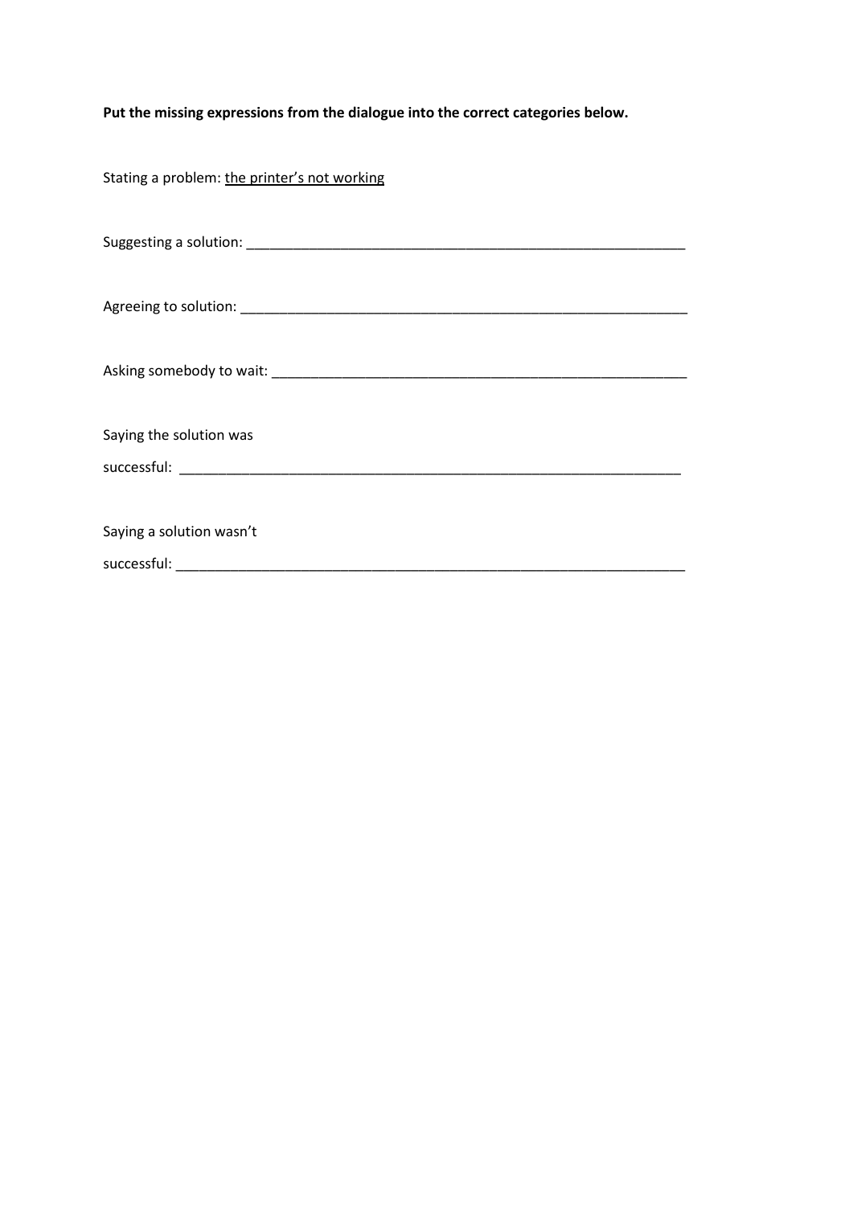**Put the missing expressions from the dialogue into the correct categories below.**

Stating a problem: <u>the printer's not working</u>

Suggesting a solution: ___________________________________________________________

Agreeing to solution: ____________________________________________________________

Asking somebody to wait: ________________________________________________________

Saying the solution was

successful: ______________________________________________________________________

Saying a solution wasn't

successful: ______________________________________________________________________